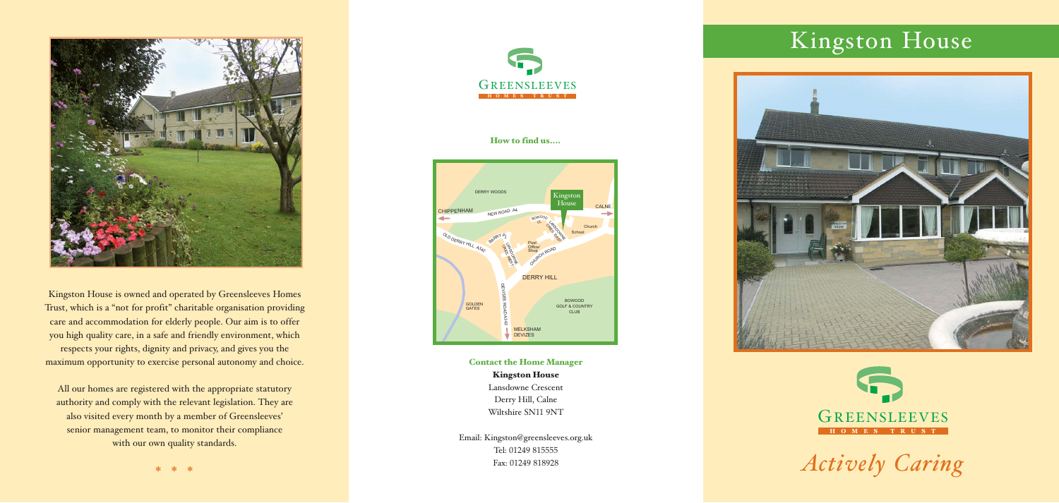Kingston House is owned and operated by Greensleeves Homes Trust, which is a "not for profit" charitable organisation providing care and accommodation for elderly people. Our aim is to offer you high quality care, in a safe and friendly environment, which respects your rights, dignity and privacy, and gives you the maximum opportunity to exercise personal autonomy and choice.

All our homes are registered with the appropriate statutory authority and comply with the relevant legislation. They are also visited every month by a member of Greensleeves' senior management team, to monitor their compliance with our own quality standards.

\* \* \*

GREENSLEEVES HOMES TRUST

**How to find us....**

DERRY WOODS
Kingston House
CHIPPENHAM
NEW ROAD A4
CALNE
BOWOOD CL
LANSDOWNE CRES EAST
Church
School
OLD DERRY HILL A342
BARRY PL
LANSDOWNE CRES WEST
Post Office/ Shop
CHURCH ROAD
DERRY HILL
GOLDEN GATES
DEVIZES ROAD A342
BOWOOD GOLF & COUNTRY CLUB
MELKSHAM DEVIZES

**Contact the Home Manager**

**Kingston House**
Lansdowne Crescent
Derry Hill, Calne
Wiltshire SN11 9NT

Email: Kingston@greensleeves.org.uk
Tel: 01249 815555
Fax: 01249 818928

# Kingston House

GREENSLEEVES HOMES TRUST

*Actively Caring*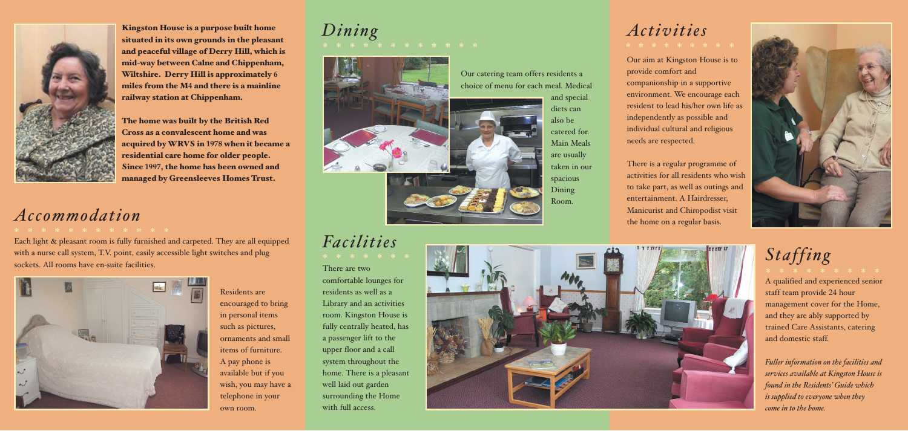**Kingston House is a purpose built home situated in its own grounds in the pleasant and peaceful village of Derry Hill, which is mid-way between Calne and Chippenham, Wiltshire. Derry Hill is approximately 6 miles from the M4 and there is a mainline railway station at Chippenham.**

**The home was built by the British Red Cross as a convalescent home and was acquired by WRVS in 1978 when it became a residential care home for older people. Since 1997, the home has been owned and managed by Greensleeves Homes Trust.**

## *Accommodation*

Each light & pleasant room is fully furnished and carpeted. They are all equipped with a nurse call system, T.V. point, easily accessible light switches and plug sockets. All rooms have en-suite facilities.

Residents are encouraged to bring in personal items such as pictures, ornaments and small items of furniture. A pay phone is available but if you wish, you may have a telephone in your own room.

## *Dining*

Our catering team offers residents a choice of menu for each meal. Medical and special diets can also be catered for. Main Meals are usually taken in our spacious Dining Room.

## *Facilities*

There are two comfortable lounges for residents as well as a Library and an activities room. Kingston House is fully centrally heated, has a passenger lift to the upper floor and a call system throughout the home. There is a pleasant well laid out garden surrounding the Home with full access.

## *Activities*

Our aim at Kingston House is to provide comfort and companionship in a supportive environment. We encourage each resident to lead his/her own life as independently as possible and individual cultural and religious needs are respected.

There is a regular programme of activities for all residents who wish to take part, as well as outings and entertainment. A Hairdresser, Manicurist and Chiropodist visit the home on a regular basis.

## *Staffing*

A qualified and experienced senior staff team provide 24 hour management cover for the Home, and they are ably supported by trained Care Assistants, catering and domestic staff.

*Fuller information on the facilities and services available at Kingston House is found in the Residents' Guide which is supplied to everyone when they come in to the home.*